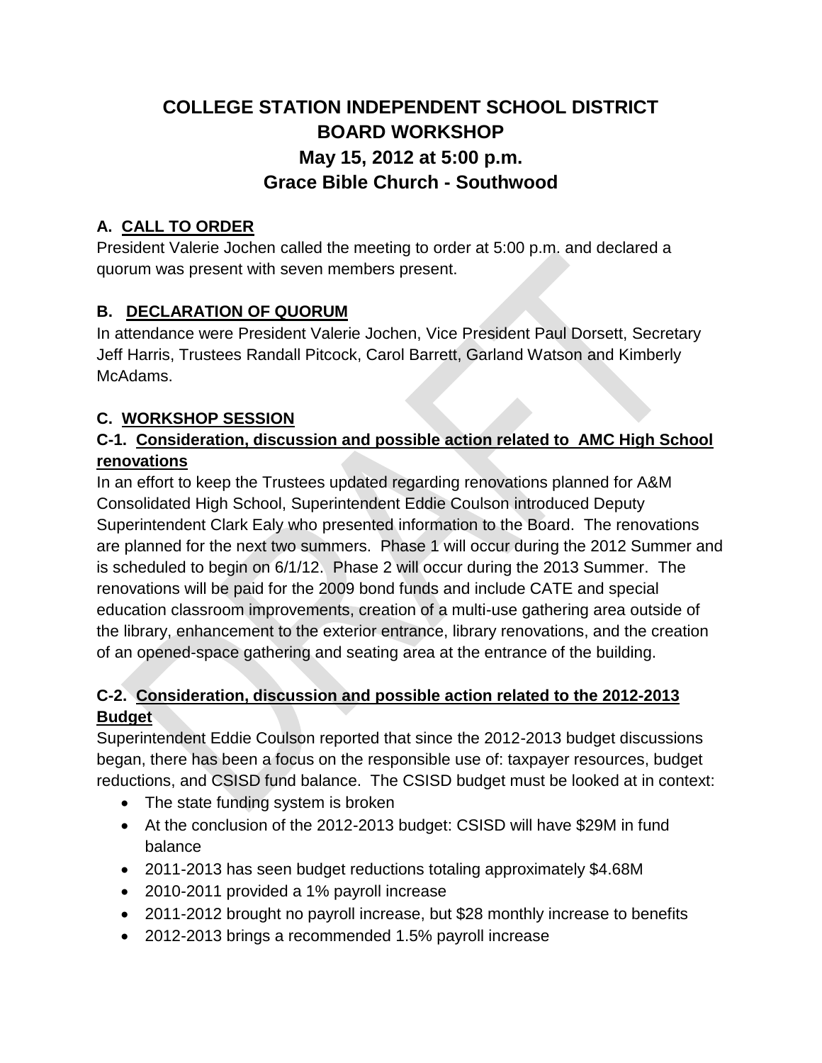# COLLEGE STATION INDEPENDENT SCHOOL DISTRICT
# BOARD WORKSHOP
## May 15, 2012 at 5:00 p.m.
## Grace Bible Church - Southwood

### A. CALL TO ORDER

President Valerie Jochen called the meeting to order at 5:00 p.m. and declared a quorum was present with seven members present.

### B. DECLARATION OF QUORUM

In attendance were President Valerie Jochen, Vice President Paul Dorsett, Secretary Jeff Harris, Trustees Randall Pitcock, Carol Barrett, Garland Watson and Kimberly McAdams.

### C. WORKSHOP SESSION

#### C-1. Consideration, discussion and possible action related to AMC High School renovations

In an effort to keep the Trustees updated regarding renovations planned for A&M Consolidated High School, Superintendent Eddie Coulson introduced Deputy Superintendent Clark Ealy who presented information to the Board. The renovations are planned for the next two summers. Phase 1 will occur during the 2012 Summer and is scheduled to begin on 6/1/12. Phase 2 will occur during the 2013 Summer. The renovations will be paid for the 2009 bond funds and include CATE and special education classroom improvements, creation of a multi-use gathering area outside of the library, enhancement to the exterior entrance, library renovations, and the creation of an opened-space gathering and seating area at the entrance of the building.

#### C-2. Consideration, discussion and possible action related to the 2012-2013 Budget

Superintendent Eddie Coulson reported that since the 2012-2013 budget discussions began, there has been a focus on the responsible use of: taxpayer resources, budget reductions, and CSISD fund balance. The CSISD budget must be looked at in context:

- The state funding system is broken
- At the conclusion of the 2012-2013 budget: CSISD will have $29M in fund balance
- 2011-2013 has seen budget reductions totaling approximately $4.68M
- 2010-2011 provided a 1% payroll increase
- 2011-2012 brought no payroll increase, but $28 monthly increase to benefits
- 2012-2013 brings a recommended 1.5% payroll increase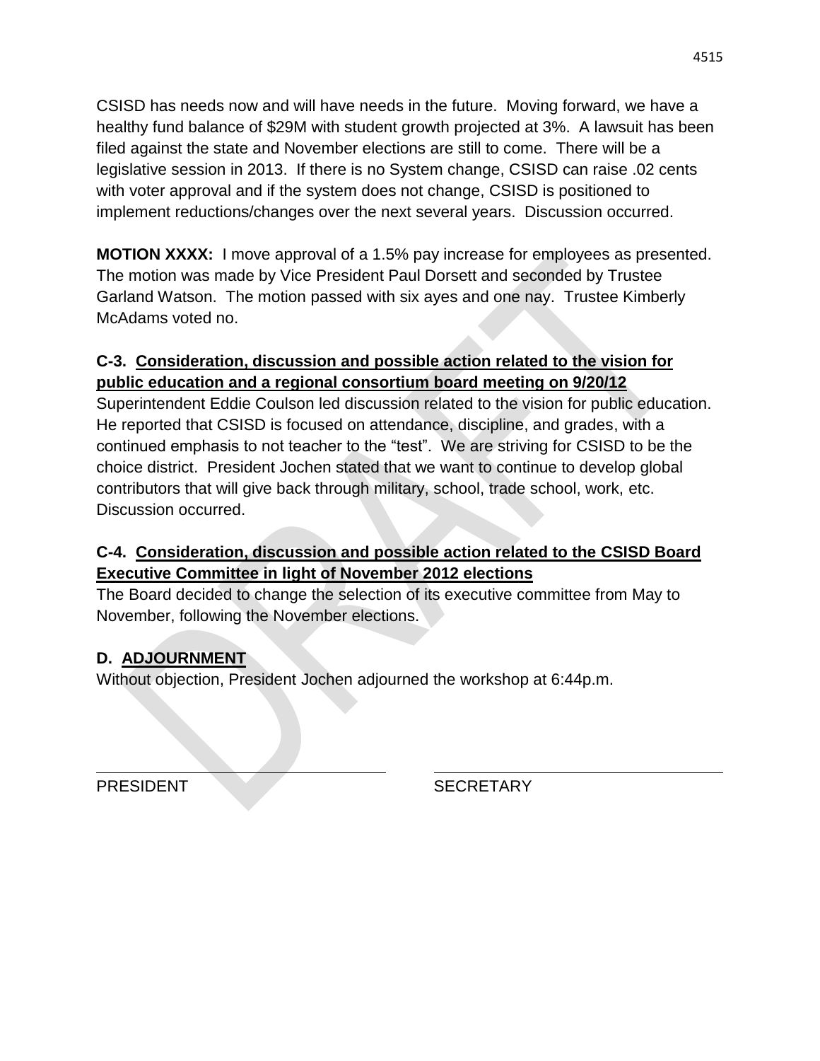CSISD has needs now and will have needs in the future. Moving forward, we have a healthy fund balance of $29M with student growth projected at 3%. A lawsuit has been filed against the state and November elections are still to come. There will be a legislative session in 2013. If there is no System change, CSISD can raise .02 cents with voter approval and if the system does not change, CSISD is positioned to implement reductions/changes over the next several years. Discussion occurred.

**MOTION XXXX:** I move approval of a 1.5% pay increase for employees as presented. The motion was made by Vice President Paul Dorsett and seconded by Trustee Garland Watson. The motion passed with six ayes and one nay. Trustee Kimberly McAdams voted no.

**C-3. <u>Consideration, discussion and possible action related to the vision for public education and a regional consortium board meeting on 9/20/12</u>**

Superintendent Eddie Coulson led discussion related to the vision for public education. He reported that CSISD is focused on attendance, discipline, and grades, with a continued emphasis to not teacher to the "test". We are striving for CSISD to be the choice district. President Jochen stated that we want to continue to develop global contributors that will give back through military, school, trade school, work, etc. Discussion occurred.

**C-4. <u>Consideration, discussion and possible action related to the CSISD Board Executive Committee in light of November 2012 elections</u>**

The Board decided to change the selection of its executive committee from May to November, following the November elections.

**D. <u>ADJOURNMENT</u>**

Without objection, President Jochen adjourned the workshop at 6:44p.m.

PRESIDENT SECRETARY